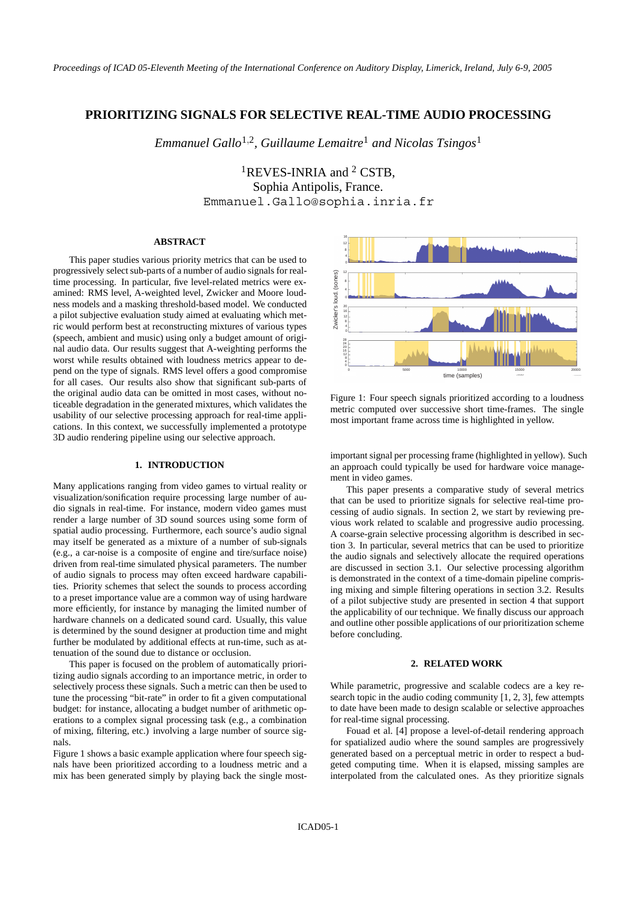# PRIORITIZING SIGNALS FOR SELECTIVE REAL-TIME AUDIO PROCESSING

*Emmanuel Gallo*[1,2], *Guillaume Lemaitre*[1] *and Nicolas Tsingos*[1]

[1]REVES-INRIA and [2] CSTB,
Sophia Antipolis, France.
Emmanuel.Gallo@sophia.inria.fr

## ABSTRACT

This paper studies various priority metrics that can be used to progressively select sub-parts of a number of audio signals for real-time processing. In particular, five level-related metrics were examined: RMS level, A-weighted level, Zwicker and Moore loudness models and a masking threshold-based model. We conducted a pilot subjective evaluation study aimed at evaluating which metric would perform best at reconstructing mixtures of various types (speech, ambient and music) using only a budget amount of original audio data. Our results suggest that A-weighting performs the worst while results obtained with loudness metrics appear to depend on the type of signals. RMS level offers a good compromise for all cases. Our results also show that significant sub-parts of the original audio data can be omitted in most cases, without noticeable degradation in the generated mixtures, which validates the usability of our selective processing approach for real-time applications. In this context, we successfully implemented a prototype 3D audio rendering pipeline using our selective approach.

## 1. INTRODUCTION

Many applications ranging from video games to virtual reality or visualization/sonification require processing large number of audio signals in real-time. For instance, modern video games must render a large number of 3D sound sources using some form of spatial audio processing. Furthermore, each source's audio signal may itself be generated as a mixture of a number of sub-signals (e.g., a car-noise is a composite of engine and tire/surface noise) driven from real-time simulated physical parameters. The number of audio signals to process may often exceed hardware capabilities. Priority schemes that select the sounds to process according to a preset importance value are a common way of using hardware more efficiently, for instance by managing the limited number of hardware channels on a dedicated sound card. Usually, this value is determined by the sound designer at production time and might further be modulated by additional effects at run-time, such as attenuation of the sound due to distance or occlusion.

This paper is focused on the problem of automatically prioritizing audio signals according to an importance metric, in order to selectively process these signals. Such a metric can then be used to tune the processing "bit-rate" in order to fit a given computational budget: for instance, allocating a budget number of arithmetic operations to a complex signal processing task (e.g., a combination of mixing, filtering, etc.) involving a large number of source signals.

Figure 1 shows a basic example application where four speech signals have been prioritized according to a loudness metric and a mix has been generated simply by playing back the single most-important signal per processing frame (highlighted in yellow). Such an approach could typically be used for hardware voice management in video games.

Figure 1: Four speech signals prioritized according to a loudness metric computed over successive short time-frames. The single most important frame across time is highlighted in yellow.

This paper presents a comparative study of several metrics that can be used to prioritize signals for selective real-time processing of audio signals. In section 2, we start by reviewing previous work related to scalable and progressive audio processing. A coarse-grain selective processing algorithm is described in section 3. In particular, several metrics that can be used to prioritize the audio signals and selectively allocate the required operations are discussed in section 3.1. Our selective processing algorithm is demonstrated in the context of a time-domain pipeline comprising mixing and simple filtering operations in section 3.2. Results of a pilot subjective study are presented in section 4 that support the applicability of our technique. We finally discuss our approach and outline other possible applications of our prioritization scheme before concluding.

## 2. RELATED WORK

While parametric, progressive and scalable codecs are a key research topic in the audio coding community [1, 2, 3], few attempts to date have been made to design scalable or selective approaches for real-time signal processing.

Fouad et al. [4] propose a level-of-detail rendering approach for spatialized audio where the sound samples are progressively generated based on a perceptual metric in order to respect a budgeted computing time. When it is elapsed, missing samples are interpolated from the calculated ones. As they prioritize signals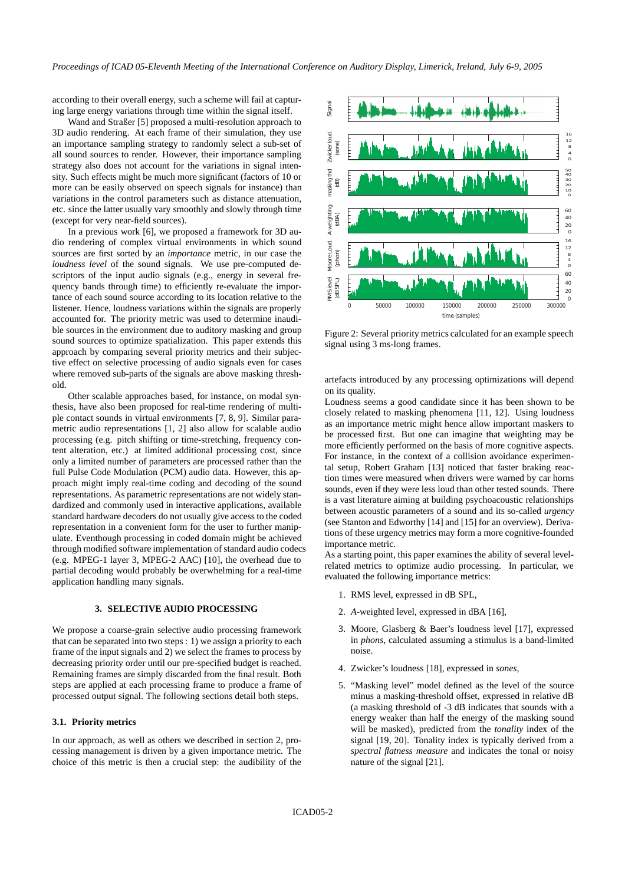according to their overall energy, such a scheme will fail at capturing large energy variations through time within the signal itself.

Wand and Straßer [5] proposed a multi-resolution approach to 3D audio rendering. At each frame of their simulation, they use an importance sampling strategy to randomly select a sub-set of all sound sources to render. However, their importance sampling strategy also does not account for the variations in signal intensity. Such effects might be much more significant (factors of 10 or more can be easily observed on speech signals for instance) than variations in the control parameters such as distance attenuation, etc. since the latter usually vary smoothly and slowly through time (except for very near-field sources).

In a previous work [6], we proposed a framework for 3D audio rendering of complex virtual environments in which sound sources are first sorted by an *importance* metric, in our case the *loudness level* of the sound signals. We use pre-computed descriptors of the input audio signals (e.g., energy in several frequency bands through time) to efficiently re-evaluate the importance of each sound source according to its location relative to the listener. Hence, loudness variations within the signals are properly accounted for. The priority metric was used to determine inaudible sources in the environment due to auditory masking and group sound sources to optimize spatialization. This paper extends this approach by comparing several priority metrics and their subjective effect on selective processing of audio signals even for cases where removed sub-parts of the signals are above masking threshold.

Other scalable approaches based, for instance, on modal synthesis, have also been proposed for real-time rendering of multiple contact sounds in virtual environments [7, 8, 9]. Similar parametric audio representations [1, 2] also allow for scalable audio processing (e.g. pitch shifting or time-stretching, frequency content alteration, etc.) at limited additional processing cost, since only a limited number of parameters are processed rather than the full Pulse Code Modulation (PCM) audio data. However, this approach might imply real-time coding and decoding of the sound representations. As parametric representations are not widely standardized and commonly used in interactive applications, available standard hardware decoders do not usually give access to the coded representation in a convenient form for the user to further manipulate. Eventhough processing in coded domain might be achieved through modified software implementation of standard audio codecs (e.g. MPEG-1 layer 3, MPEG-2 AAC) [10], the overhead due to partial decoding would probably be overwhelming for a real-time application handling many signals.

## 3. SELECTIVE AUDIO PROCESSING

We propose a coarse-grain selective audio processing framework that can be separated into two steps : 1) we assign a priority to each frame of the input signals and 2) we select the frames to process by decreasing priority order until our pre-specified budget is reached. Remaining frames are simply discarded from the final result. Both steps are applied at each processing frame to produce a frame of processed output signal. The following sections detail both steps.

### 3.1. Priority metrics

In our approach, as well as others we described in section 2, processing management is driven by a given importance metric. The choice of this metric is then a crucial step: the audibility of the artefacts introduced by any processing optimizations will depend on its quality.

Figure 2: Several priority metrics calculated for an example speech signal using 3 ms-long frames.

Loudness seems a good candidate since it has been shown to be closely related to masking phenomena [11, 12]. Using loudness as an importance metric might hence allow important maskers to be processed first. But one can imagine that weighting may be more efficiently performed on the basis of more cognitive aspects. For instance, in the context of a collision avoidance experimental setup, Robert Graham [13] noticed that faster braking reaction times were measured when drivers were warned by car horns sounds, even if they were less loud than other tested sounds. There is a vast literature aiming at building psychoacoustic relationships between acoustic parameters of a sound and its so-called *urgency* (see Stanton and Edworthy [14] and [15] for an overview). Derivations of these urgency metrics may form a more cognitive-founded importance metric.

As a starting point, this paper examines the ability of several level-related metrics to optimize audio processing. In particular, we evaluated the following importance metrics:

1. RMS level, expressed in dB SPL,
2. *A*-weighted level, expressed in dBA [16],
3. Moore, Glasberg & Baer's loudness level [17], expressed in *phons*, calculated assuming a stimulus is a band-limited noise.
4. Zwicker's loudness [18], expressed in *sones*,
5. "Masking level" model defined as the level of the source minus a masking-threshold offset, expressed in relative dB (a masking threshold of -3 dB indicates that sounds with a energy weaker than half the energy of the masking sound will be masked), predicted from the *tonality* index of the signal [19, 20]. Tonality index is typically derived from a *spectral flatness measure* and indicates the tonal or noisy nature of the signal [21].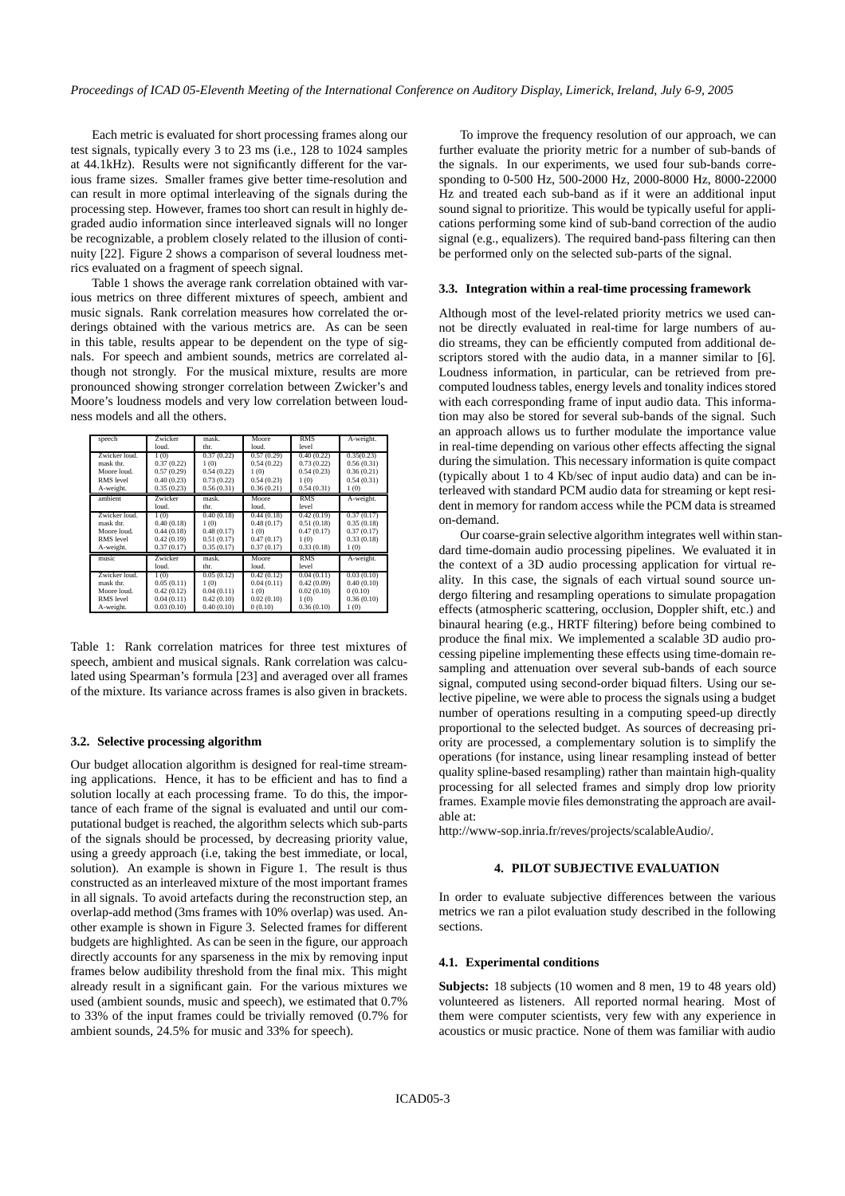Each metric is evaluated for short processing frames along our test signals, typically every 3 to 23 ms (i.e., 128 to 1024 samples at 44.1kHz). Results were not significantly different for the various frame sizes. Smaller frames give better time-resolution and can result in more optimal interleaving of the signals during the processing step. However, frames too short can result in highly degraded audio information since interleaved signals will no longer be recognizable, a problem closely related to the illusion of continuity [22]. Figure 2 shows a comparison of several loudness metrics evaluated on a fragment of speech signal.

Table 1 shows the average rank correlation obtained with various metrics on three different mixtures of speech, ambient and music signals. Rank correlation measures how correlated the orderings obtained with the various metrics are. As can be seen in this table, results appear to be dependent on the type of signals. For speech and ambient sounds, metrics are correlated although not strongly. For the musical mixture, results are more pronounced showing stronger correlation between Zwicker's and Moore's loudness models and very low correlation between loudness models and all the others.

| speech | Zwicker loud. | mask. thr. | Moore loud. | RMS level | A-weight. |
|---|---|---|---|---|---|
| Zwicker loud. | 1 (0) | 0.37 (0.22) | 0.57 (0.29) | 0.40 (0.22) | 0.35(0.23) |
| mask thr. | 0.37 (0.22) | 1 (0) | 0.54 (0.22) | 0.73 (0.22) | 0.56 (0.31) |
| Moore loud. | 0.57 (0.29) | 0.54 (0.22) | 1 (0) | 0.54 (0.23) | 0.36 (0.21) |
| RMS level | 0.40 (0.23) | 0.73 (0.22) | 0.54 (0.23) | 1 (0) | 0.54 (0.31) |
| A-weight. | 0.35 (0.23) | 0.56 (0.31) | 0.36 (0.21) | 0.54 (0.31) | 1 (0) |
| **ambient** | **Zwicker loud.** | **mask. thr.** | **Moore loud.** | **RMS level** | **A-weight.** |
| Zwicker loud. | 1 (0) | 0.40 (0.18) | 0.44 (0.18) | 0.42 (0.19) | 0.37 (0.17) |
| mask thr. | 0.40 (0.18) | 1 (0) | 0.48 (0.17) | 0.51 (0.18) | 0.35 (0.18) |
| Moore loud. | 0.44 (0.18) | 0.48 (0.17) | 1 (0) | 0.47 (0.17) | 0.37 (0.17) |
| RMS level | 0.42 (0.19) | 0.51 (0.17) | 0.47 (0.17) | 1 (0) | 0.33 (0.18) |
| A-weight. | 0.37 (0.17) | 0.35 (0.17) | 0.37 (0.17) | 0.33 (0.18) | 1 (0) |
| **music** | **Zwicker loud.** | **mask. thr.** | **Moore loud.** | **RMS level** | **A-weight.** |
| Zwicker loud. | 1 (0) | 0.05 (0.12) | 0.42 (0.12) | 0.04 (0.11) | 0.03 (0.10) |
| mask thr. | 0.05 (0.11) | 1 (0) | 0.04 (0.11) | 0.42 (0.09) | 0.40 (0.10) |
| Moore loud. | 0.42 (0.12) | 0.04 (0.11) | 1 (0) | 0.02 (0.10) | 0 (0.10) |
| RMS level | 0.04 (0.11) | 0.42 (0.10) | 0.02 (0.10) | 1 (0) | 0.36 (0.10) |
| A-weight. | 0.03 (0.10) | 0.40 (0.10) | 0 (0.10) | 0.36 (0.10) | 1 (0) |

Table 1: Rank correlation matrices for three test mixtures of speech, ambient and musical signals. Rank correlation was calculated using Spearman's formula [23] and averaged over all frames of the mixture. Its variance across frames is also given in brackets.

### 3.2. Selective processing algorithm

Our budget allocation algorithm is designed for real-time streaming applications. Hence, it has to be efficient and has to find a solution locally at each processing frame. To do this, the importance of each frame of the signal is evaluated and until our computational budget is reached, the algorithm selects which sub-parts of the signals should be processed, by decreasing priority value, using a greedy approach (i.e, taking the best immediate, or local, solution). An example is shown in Figure 1. The result is thus constructed as an interleaved mixture of the most important frames in all signals. To avoid artefacts during the reconstruction step, an overlap-add method (3ms frames with 10% overlap) was used. Another example is shown in Figure 3. Selected frames for different budgets are highlighted. As can be seen in the figure, our approach directly accounts for any sparseness in the mix by removing input frames below audibility threshold from the final mix. This might already result in a significant gain. For the various mixtures we used (ambient sounds, music and speech), we estimated that 0.7% to 33% of the input frames could be trivially removed (0.7% for ambient sounds, 24.5% for music and 33% for speech).

To improve the frequency resolution of our approach, we can further evaluate the priority metric for a number of sub-bands of the signals. In our experiments, we used four sub-bands corresponding to 0-500 Hz, 500-2000 Hz, 2000-8000 Hz, 8000-22000 Hz and treated each sub-band as if it were an additional input sound signal to prioritize. This would be typically useful for applications performing some kind of sub-band correction of the audio signal (e.g., equalizers). The required band-pass filtering can then be performed only on the selected sub-parts of the signal.

### 3.3. Integration within a real-time processing framework

Although most of the level-related priority metrics we used cannot be directly evaluated in real-time for large numbers of audio streams, they can be efficiently computed from additional descriptors stored with the audio data, in a manner similar to [6]. Loudness information, in particular, can be retrieved from precomputed loudness tables, energy levels and tonality indices stored with each corresponding frame of input audio data. This information may also be stored for several sub-bands of the signal. Such an approach allows us to further modulate the importance value in real-time depending on various other effects affecting the signal during the simulation. This necessary information is quite compact (typically about 1 to 4 Kb/sec of input audio data) and can be interleaved with standard PCM audio data for streaming or kept resident in memory for random access while the PCM data is streamed on-demand.

Our coarse-grain selective algorithm integrates well within standard time-domain audio processing pipelines. We evaluated it in the context of a 3D audio processing application for virtual reality. In this case, the signals of each virtual sound source undergo filtering and resampling operations to simulate propagation effects (atmospheric scattering, occlusion, Doppler shift, etc.) and binaural hearing (e.g., HRTF filtering) before being combined to produce the final mix. We implemented a scalable 3D audio processing pipeline implementing these effects using time-domain resampling and attenuation over several sub-bands of each source signal, computed using second-order biquad filters. Using our selective pipeline, we were able to process the signals using a budget number of operations resulting in a computing speed-up directly proportional to the selected budget. As sources of decreasing priority are processed, a complementary solution is to simplify the operations (for instance, using linear resampling instead of better quality spline-based resampling) rather than maintain high-quality processing for all selected frames and simply drop low priority frames. Example movie files demonstrating the approach are available at:

http://www-sop.inria.fr/reves/projects/scalableAudio/.

## 4. PILOT SUBJECTIVE EVALUATION

In order to evaluate subjective differences between the various metrics we ran a pilot evaluation study described in the following sections.

### 4.1. Experimental conditions

**Subjects:** 18 subjects (10 women and 8 men, 19 to 48 years old) volunteered as listeners. All reported normal hearing. Most of them were computer scientists, very few with any experience in acoustics or music practice. None of them was familiar with audio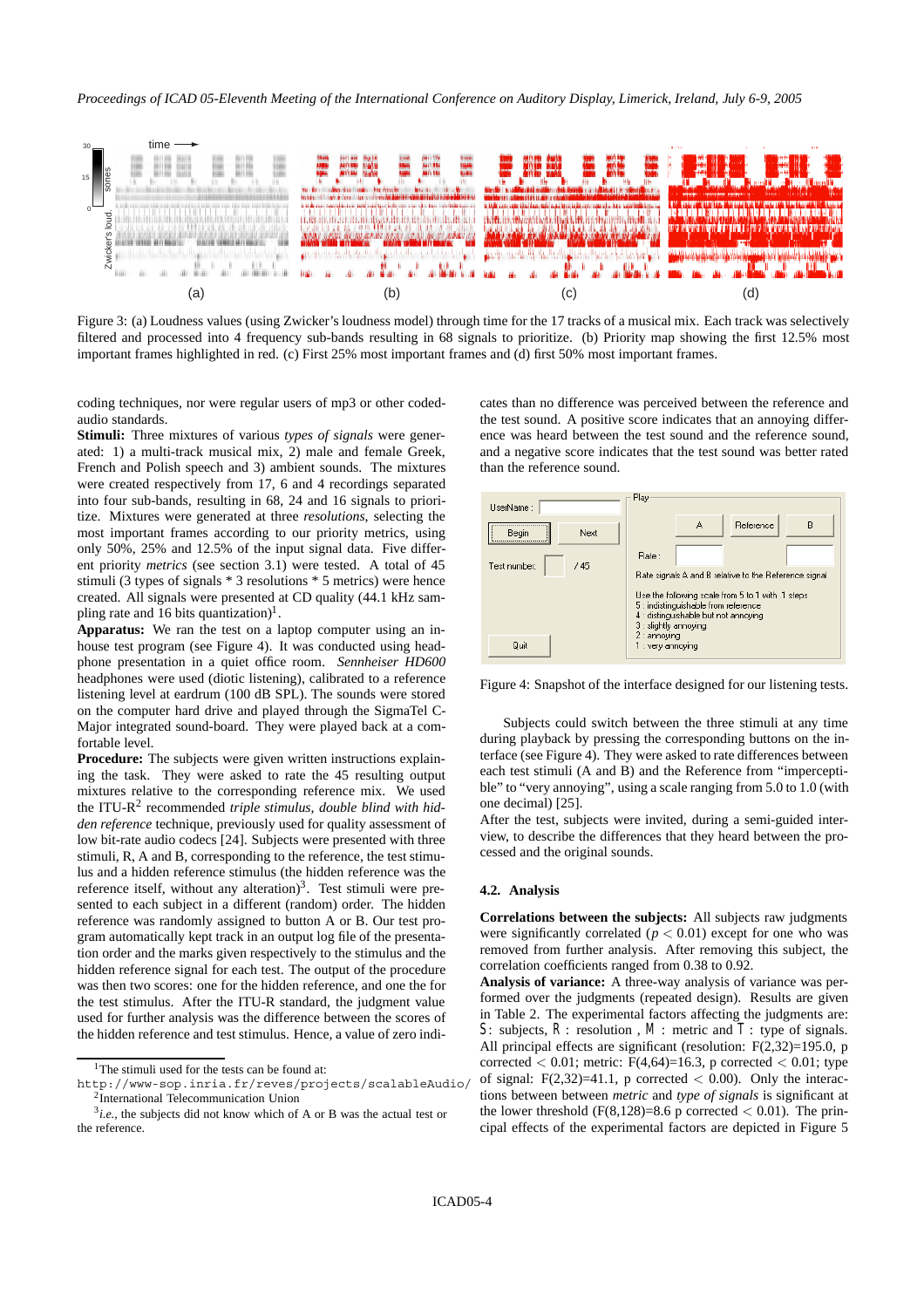Figure 3: (a) Loudness values (using Zwicker's loudness model) through time for the 17 tracks of a musical mix. Each track was selectively filtered and processed into 4 frequency sub-bands resulting in 68 signals to prioritize. (b) Priority map showing the first 12.5% most important frames highlighted in red. (c) First 25% most important frames and (d) first 50% most important frames.

coding techniques, nor were regular users of mp3 or other coded-audio standards.

**Stimuli:** Three mixtures of various *types of signals* were generated: 1) a multi-track musical mix, 2) male and female Greek, French and Polish speech and 3) ambient sounds. The mixtures were created respectively from 17, 6 and 4 recordings separated into four sub-bands, resulting in 68, 24 and 16 signals to prioritize. Mixtures were generated at three *resolutions*, selecting the most important frames according to our priority metrics, using only 50%, 25% and 12.5% of the input signal data. Five different priority *metrics* (see section 3.1) were tested. A total of 45 stimuli (3 types of signals * 3 resolutions * 5 metrics) were hence created. All signals were presented at CD quality (44.1 kHz sampling rate and 16 bits quantization)[1].

**Apparatus:** We ran the test on a laptop computer using an in-house test program (see Figure 4). It was conducted using headphone presentation in a quiet office room. *Sennheiser HD600* headphones were used (diotic listening), calibrated to a reference listening level at eardrum (100 dB SPL). The sounds were stored on the computer hard drive and played through the SigmaTel C-Major integrated sound-board. They were played back at a comfortable level.

**Procedure:** The subjects were given written instructions explaining the task. They were asked to rate the 45 resulting output mixtures relative to the corresponding reference mix. We used the ITU-R[2] recommended *triple stimulus, double blind with hidden reference* technique, previously used for quality assessment of low bit-rate audio codecs [24]. Subjects were presented with three stimuli, R, A and B, corresponding to the reference, the test stimulus and a hidden reference stimulus (the hidden reference was the reference itself, without any alteration)[3]. Test stimuli were presented to each subject in a different (random) order. The hidden reference was randomly assigned to button A or B. Our test program automatically kept track in an output log file of the presentation order and the marks given respectively to the stimulus and the hidden reference signal for each test. The output of the procedure was then two scores: one for the hidden reference, and one for the test stimulus. After the ITU-R standard, the judgment value used for further analysis was the difference between the scores of the hidden reference and test stimulus. Hence, a value of zero indicates than no difference was perceived between the reference and the test sound. A positive score indicates that an annoying difference was heard between the test sound and the reference sound, and a negative score indicates that the test sound was better rated than the reference sound.

Figure 4: Snapshot of the interface designed for our listening tests.

Subjects could switch between the three stimuli at any time during playback by pressing the corresponding buttons on the interface (see Figure 4). They were asked to rate differences between each test stimuli (A and B) and the Reference from "imperceptible" to "very annoying", using a scale ranging from 5.0 to 1.0 (with one decimal) [25].

After the test, subjects were invited, during a semi-guided interview, to describe the differences that they heard between the processed and the original sounds.

### 4.2. Analysis

**Correlations between the subjects:** All subjects raw judgments were significantly correlated ($p < 0.01$) except for one who was removed from further analysis. After removing this subject, the correlation coefficients ranged from 0.38 to 0.92.

**Analysis of variance:** A three-way analysis of variance was performed over the judgments (repeated design). Results are given in Table 2. The experimental factors affecting the judgments are: S: subjects, R : resolution , M : metric and T : type of signals. All principal effects are significant (resolution: F(2,32)=195.0, p corrected $< 0.01$; metric: F(4,64)=16.3, p corrected $< 0.01$; type of signal: F(2,32)=41.1, p corrected $< 0.00$). Only the interactions between between *metric* and *type of signals* is significant at the lower threshold (F(8,128)=8.6 p corrected $< 0.01$). The principal effects of the experimental factors are depicted in Figure 5

[1]The stimuli used for the tests can be found at: http://www-sop.inria.fr/reves/projects/scalableAudio/

[2]International Telecommunication Union

[3]*i.e.*, the subjects did not know which of A or B was the actual test or the reference.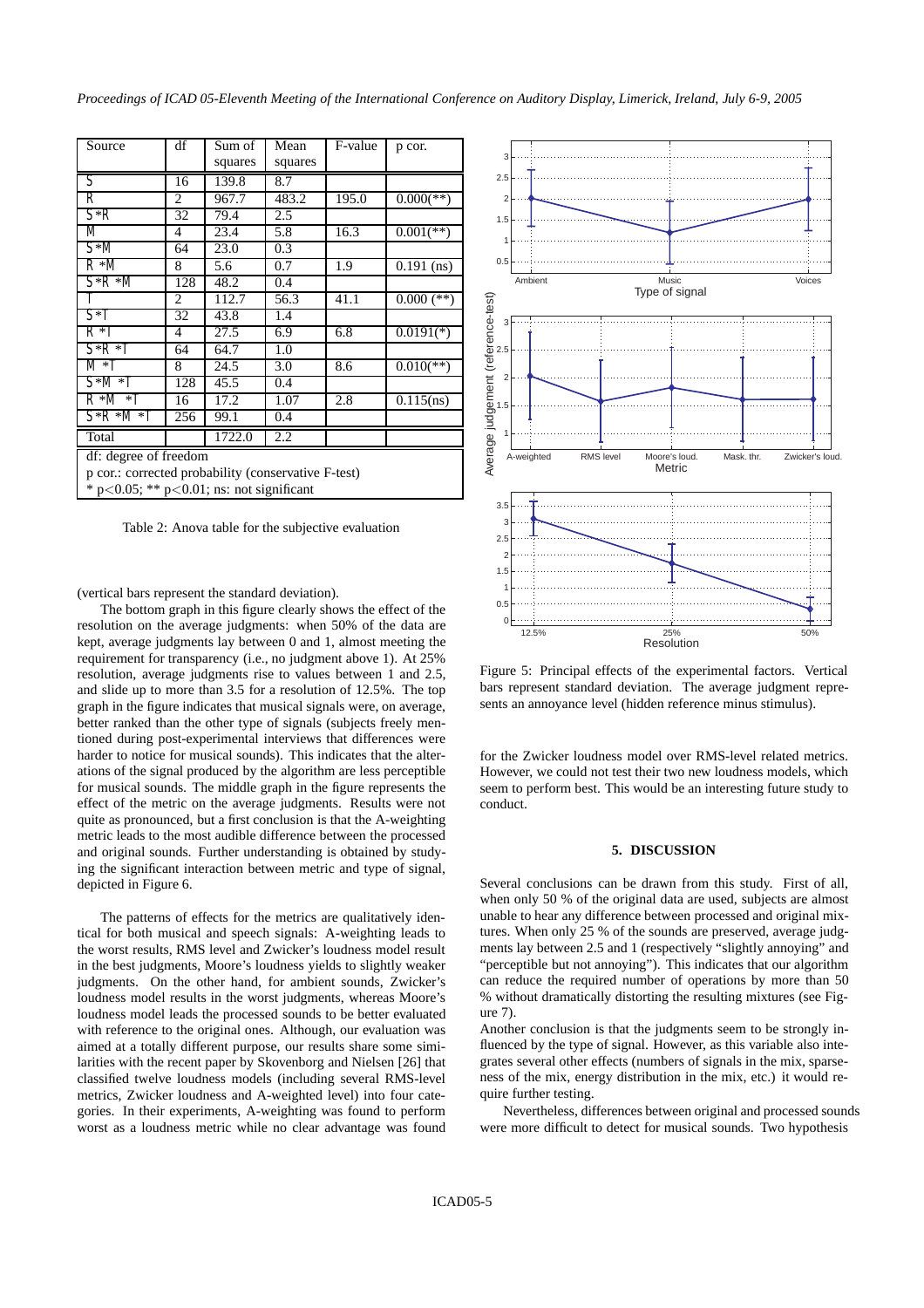| Source | df | Sum of squares | Mean squares | F-value | p cor. |
|---|---|---|---|---|---|
| S | 16 | 139.8 | 8.7 | | |
| R | 2 | 967.7 | 483.2 | 195.0 | 0.000(**) |
| S*R | 32 | 79.4 | 2.5 | | |
| M | 4 | 23.4 | 5.8 | 16.3 | 0.001(**) |
| S*M | 64 | 23.0 | 0.3 | | |
| R *M | 8 | 5.6 | 0.7 | 1.9 | 0.191 (ns) |
| S*R *M | 128 | 48.2 | 0.4 | | |
| T | 2 | 112.7 | 56.3 | 41.1 | 0.000 (**) |
| S*T | 32 | 43.8 | 1.4 | | |
| R *T | 4 | 27.5 | 6.9 | 6.8 | 0.0191(*) |
| S*R *T | 64 | 64.7 | 1.0 | | |
| M *T | 8 | 24.5 | 3.0 | 8.6 | 0.010(**) |
| S*M *T | 128 | 45.5 | 0.4 | | |
| R *M *T | 16 | 17.2 | 1.07 | 2.8 | 0.115(ns) |
| S*R *M *T | 256 | 99.1 | 0.4 | | |
| Total | | 1722.0 | 2.2 | | |

df: degree of freedom
p cor.: corrected probability (conservative F-test)
* $p<0.05$; ** $p<0.01$; ns: not significant

Table 2: Anova table for the subjective evaluation

(vertical bars represent the standard deviation).

The bottom graph in this figure clearly shows the effect of the resolution on the average judgments: when 50% of the data are kept, average judgments lay between 0 and 1, almost meeting the requirement for transparency (i.e., no judgment above 1). At 25% resolution, average judgments rise to values between 1 and 2.5, and slide up to more than 3.5 for a resolution of 12.5%. The top graph in the figure indicates that musical signals were, on average, better ranked than the other type of signals (subjects freely mentioned during post-experimental interviews that differences were harder to notice for musical sounds). This indicates that the alterations of the signal produced by the algorithm are less perceptible for musical sounds. The middle graph in the figure represents the effect of the metric on the average judgments. Results were not quite as pronounced, but a first conclusion is that the A-weighting metric leads to the most audible difference between the processed and original sounds. Further understanding is obtained by studying the significant interaction between metric and type of signal, depicted in Figure 6.

The patterns of effects for the metrics are qualitatively identical for both musical and speech signals: A-weighting leads to the worst results, RMS level and Zwicker's loudness model result in the best judgments, Moore's loudness yields to slightly weaker judgments. On the other hand, for ambient sounds, Zwicker's loudness model results in the worst judgments, whereas Moore's loudness model leads the processed sounds to be better evaluated with reference to the original ones. Although, our evaluation was aimed at a totally different purpose, our results share some similarities with the recent paper by Skovenborg and Nielsen [26] that classified twelve loudness models (including several RMS-level metrics, Zwicker loudness and A-weighted level) into four categories. In their experiments, A-weighting was found to perform worst as a loudness metric while no clear advantage was found for the Zwicker loudness model over RMS-level related metrics. However, we could not test their two new loudness models, which seem to perform best. This would be an interesting future study to conduct.

Figure 5: Principal effects of the experimental factors. Vertical bars represent standard deviation. The average judgment represents an annoyance level (hidden reference minus stimulus).

## 5. DISCUSSION

Several conclusions can be drawn from this study. First of all, when only 50 % of the original data are used, subjects are almost unable to hear any difference between processed and original mixtures. When only 25 % of the sounds are preserved, average judgments lay between 2.5 and 1 (respectively "slightly annoying" and "perceptible but not annoying"). This indicates that our algorithm can reduce the required number of operations by more than 50 % without dramatically distorting the resulting mixtures (see Figure 7).

Another conclusion is that the judgments seem to be strongly influenced by the type of signal. However, as this variable also integrates several other effects (numbers of signals in the mix, sparseness of the mix, energy distribution in the mix, etc.) it would require further testing.

Nevertheless, differences between original and processed sounds were more difficult to detect for musical sounds. Two hypothesis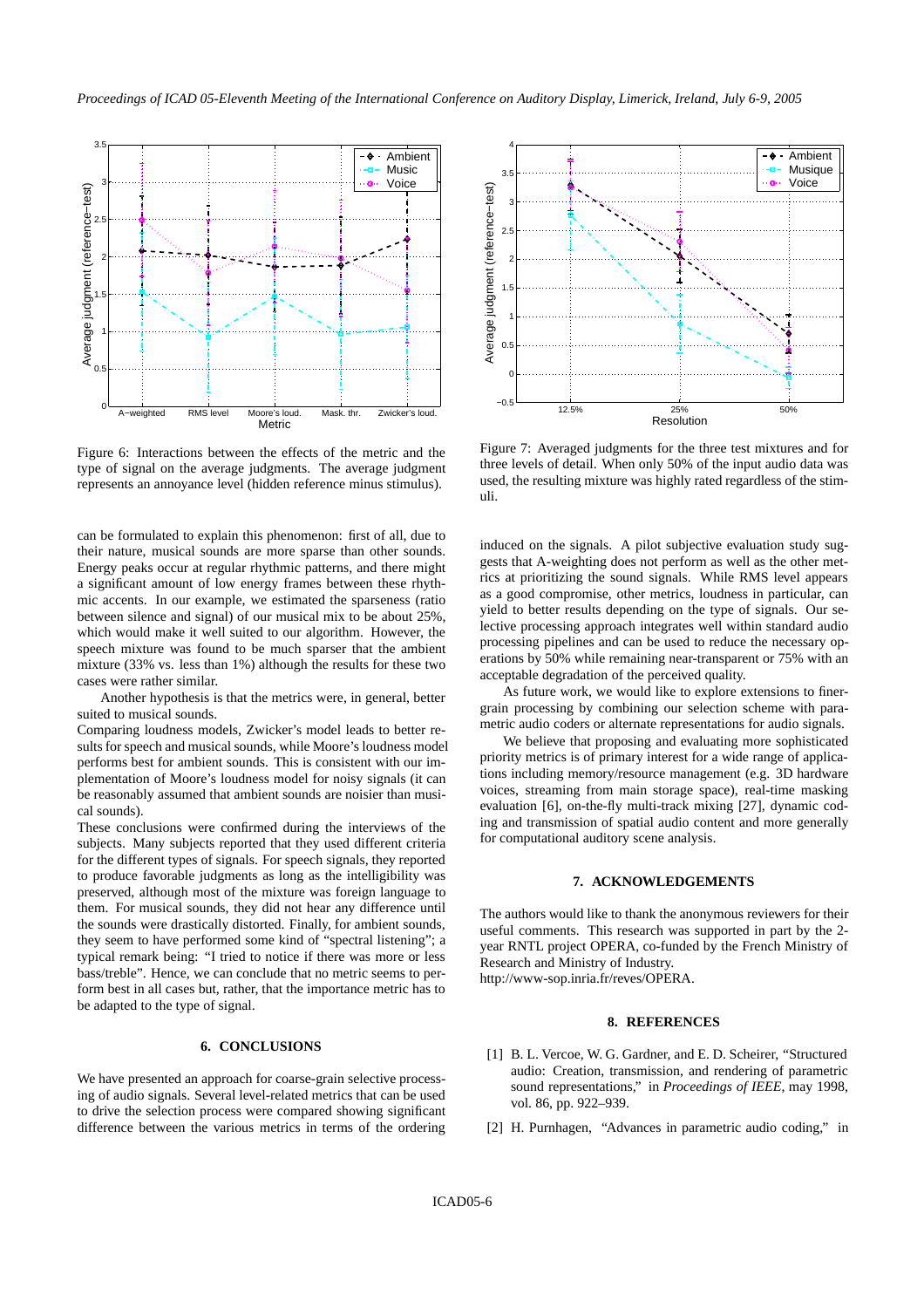Figure 6: Interactions between the effects of the metric and the type of signal on the average judgments. The average judgment represents an annoyance level (hidden reference minus stimulus).

Figure 7: Averaged judgments for the three test mixtures and for three levels of detail. When only 50% of the input audio data was used, the resulting mixture was highly rated regardless of the stimuli.

can be formulated to explain this phenomenon: first of all, due to their nature, musical sounds are more sparse than other sounds. Energy peaks occur at regular rhythmic patterns, and there might a significant amount of low energy frames between these rhythmic accents. In our example, we estimated the sparseness (ratio between silence and signal) of our musical mix to be about 25%, which would make it well suited to our algorithm. However, the speech mixture was found to be much sparser that the ambient mixture (33% vs. less than 1%) although the results for these two cases were rather similar.

Another hypothesis is that the metrics were, in general, better suited to musical sounds.

Comparing loudness models, Zwicker's model leads to better results for speech and musical sounds, while Moore's loudness model performs best for ambient sounds. This is consistent with our implementation of Moore's loudness model for noisy signals (it can be reasonably assumed that ambient sounds are noisier than musical sounds).

These conclusions were confirmed during the interviews of the subjects. Many subjects reported that they used different criteria for the different types of signals. For speech signals, they reported to produce favorable judgments as long as the intelligibility was preserved, although most of the mixture was foreign language to them. For musical sounds, they did not hear any difference until the sounds were drastically distorted. Finally, for ambient sounds, they seem to have performed some kind of "spectral listening"; a typical remark being: "I tried to notice if there was more or less bass/treble". Hence, we can conclude that no metric seems to perform best in all cases but, rather, that the importance metric has to be adapted to the type of signal.

## 6. CONCLUSIONS

We have presented an approach for coarse-grain selective processing of audio signals. Several level-related metrics that can be used to drive the selection process were compared showing significant difference between the various metrics in terms of the ordering induced on the signals. A pilot subjective evaluation study suggests that A-weighting does not perform as well as the other metrics at prioritizing the sound signals. While RMS level appears as a good compromise, other metrics, loudness in particular, can yield to better results depending on the type of signals. Our selective processing approach integrates well within standard audio processing pipelines and can be used to reduce the necessary operations by 50% while remaining near-transparent or 75% with an acceptable degradation of the perceived quality.

As future work, we would like to explore extensions to finer-grain processing by combining our selection scheme with parametric audio coders or alternate representations for audio signals.

We believe that proposing and evaluating more sophisticated priority metrics is of primary interest for a wide range of applications including memory/resource management (e.g. 3D hardware voices, streaming from main storage space), real-time masking evaluation [6], on-the-fly multi-track mixing [27], dynamic coding and transmission of spatial audio content and more generally for computational auditory scene analysis.

## 7. ACKNOWLEDGEMENTS

The authors would like to thank the anonymous reviewers for their useful comments. This research was supported in part by the 2-year RNTL project OPERA, co-funded by the French Ministry of Research and Ministry of Industry.
http://www-sop.inria.fr/reves/OPERA.

## 8. REFERENCES

[1] B. L. Vercoe, W. G. Gardner, and E. D. Scheirer, "Structured audio: Creation, transmission, and rendering of parametric sound representations," in *Proceedings of IEEE*, may 1998, vol. 86, pp. 922–939.

[2] H. Purnhagen, "Advances in parametric audio coding," in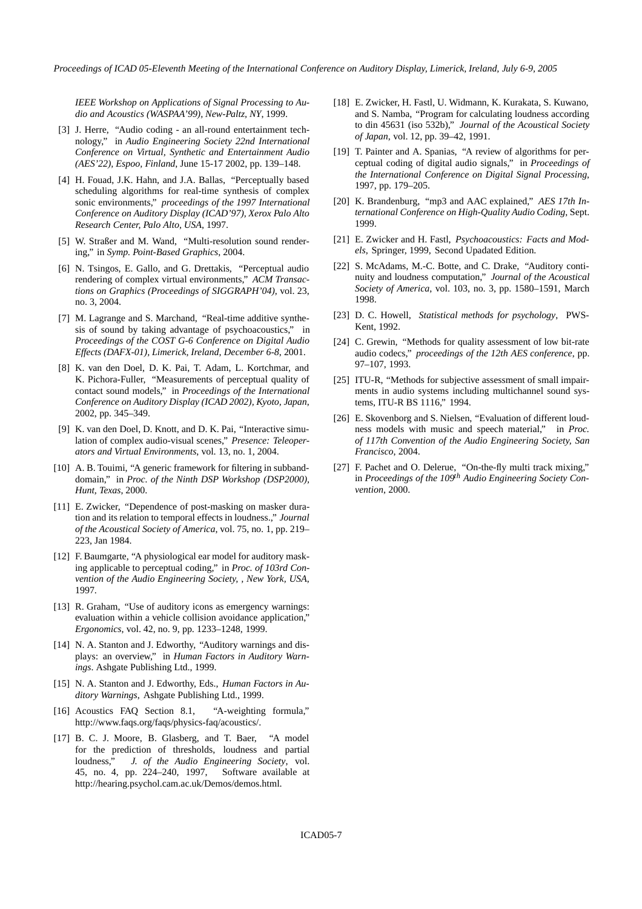*IEEE Workshop on Applications of Signal Processing to Audio and Acoustics (WASPAA'99), New-Paltz, NY*, 1999.

[3] J. Herre, "Audio coding - an all-round entertainment technology," in *Audio Engineering Society 22nd International Conference on Virtual, Synthetic and Entertainment Audio (AES'22), Espoo, Finland*, June 15-17 2002, pp. 139–148.

[4] H. Fouad, J.K. Hahn, and J.A. Ballas, "Perceptually based scheduling algorithms for real-time synthesis of complex sonic environments," *proceedings of the 1997 International Conference on Auditory Display (ICAD'97), Xerox Palo Alto Research Center, Palo Alto, USA*, 1997.

[5] W. Straßer and M. Wand, "Multi-resolution sound rendering," in *Symp. Point-Based Graphics*, 2004.

[6] N. Tsingos, E. Gallo, and G. Drettakis, "Perceptual audio rendering of complex virtual environments," *ACM Transactions on Graphics (Proceedings of SIGGRAPH'04)*, vol. 23, no. 3, 2004.

[7] M. Lagrange and S. Marchand, "Real-time additive synthesis of sound by taking advantage of psychoacoustics," in *Proceedings of the COST G-6 Conference on Digital Audio Effects (DAFX-01), Limerick, Ireland, December 6-8*, 2001.

[8] K. van den Doel, D. K. Pai, T. Adam, L. Kortchmar, and K. Pichora-Fuller, "Measurements of perceptual quality of contact sound models," in *Proceedings of the International Conference on Auditory Display (ICAD 2002), Kyoto, Japan*, 2002, pp. 345–349.

[9] K. van den Doel, D. Knott, and D. K. Pai, "Interactive simulation of complex audio-visual scenes," *Presence: Teleoperators and Virtual Environments*, vol. 13, no. 1, 2004.

[10] A. B. Touimi, "A generic framework for filtering in subband-domain," in *Proc. of the Ninth DSP Workshop (DSP2000), Hunt, Texas*, 2000.

[11] E. Zwicker, "Dependence of post-masking on masker duration and its relation to temporal effects in loudness.," *Journal of the Acoustical Society of America*, vol. 75, no. 1, pp. 219–223, Jan 1984.

[12] F. Baumgarte, "A physiological ear model for auditory masking applicable to perceptual coding," in *Proc. of 103rd Convention of the Audio Engineering Society, , New York, USA*, 1997.

[13] R. Graham, "Use of auditory icons as emergency warnings: evaluation within a vehicle collision avoidance application," *Ergonomics*, vol. 42, no. 9, pp. 1233–1248, 1999.

[14] N. A. Stanton and J. Edworthy, "Auditory warnings and displays: an overview," in *Human Factors in Auditory Warnings*. Ashgate Publishing Ltd., 1999.

[15] N. A. Stanton and J. Edworthy, Eds., *Human Factors in Auditory Warnings*, Ashgate Publishing Ltd., 1999.

[16] Acoustics FAQ Section 8.1, "A-weighting formula," http://www.faqs.org/faqs/physics-faq/acoustics/.

[17] B. C. J. Moore, B. Glasberg, and T. Baer, "A model for the prediction of thresholds, loudness and partial loudness," *J. of the Audio Engineering Society*, vol. 45, no. 4, pp. 224–240, 1997, Software available at http://hearing.psychol.cam.ac.uk/Demos/demos.html.

[18] E. Zwicker, H. Fastl, U. Widmann, K. Kurakata, S. Kuwano, and S. Namba, "Program for calculating loudness according to din 45631 (iso 532b)," *Journal of the Acoustical Society of Japan*, vol. 12, pp. 39–42, 1991.

[19] T. Painter and A. Spanias, "A review of algorithms for perceptual coding of digital audio signals," in *Proceedings of the International Conference on Digital Signal Processing*, 1997, pp. 179–205.

[20] K. Brandenburg, "mp3 and AAC explained," *AES 17th International Conference on High-Quality Audio Coding*, Sept. 1999.

[21] E. Zwicker and H. Fastl, *Psychoacoustics: Facts and Models*, Springer, 1999, Second Upadated Edition.

[22] S. McAdams, M.-C. Botte, and C. Drake, "Auditory continuity and loudness computation," *Journal of the Acoustical Society of America*, vol. 103, no. 3, pp. 1580–1591, March 1998.

[23] D. C. Howell, *Statistical methods for psychology*, PWS-Kent, 1992.

[24] C. Grewin, "Methods for quality assessment of low bit-rate audio codecs," *proceedings of the 12th AES conference*, pp. 97–107, 1993.

[25] ITU-R, "Methods for subjective assessment of small impairments in audio systems including multichannel sound systems, ITU-R BS 1116," 1994.

[26] E. Skovenborg and S. Nielsen, "Evaluation of different loudness models with music and speech material," in *Proc. of 117th Convention of the Audio Engineering Society, San Francisco*, 2004.

[27] F. Pachet and O. Delerue, "On-the-fly multi track mixing," in *Proceedings of the 109th Audio Engineering Society Convention*, 2000.